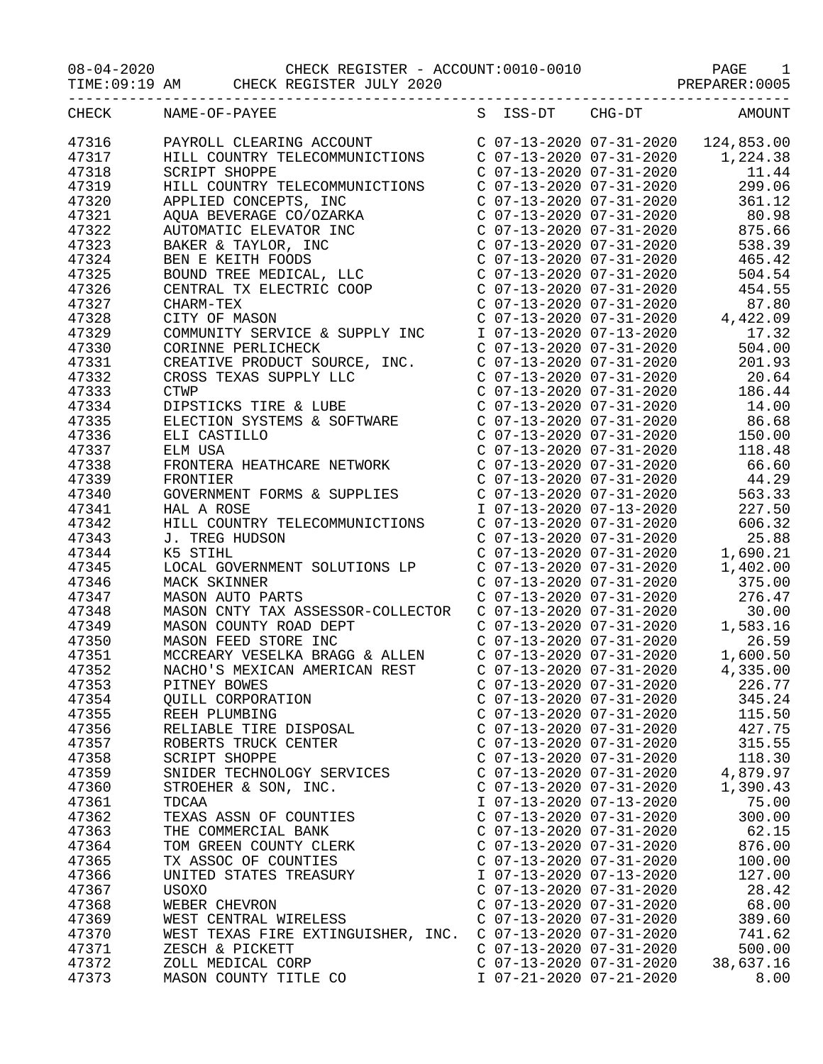08-04-2020 CHECK REGISTER - ACCOUNT:0010-0010 PAGE 1

TIME:09:19 AM CHECK REGISTER JULY 2020 PREPARER:0005

| CHECK | NAME-OF-PAYEE | S | ISS-DT | CHG-DT | AMOUNT |
|---|---|---|---|---|---|
| 47316 | PAYROLL CLEARING ACCOUNT | C | 07-13-2020 | 07-31-2020 | 124,853.00 |
| 47317 | HILL COUNTRY TELECOMMUNICTIONS | C | 07-13-2020 | 07-31-2020 | 1,224.38 |
| 47318 | SCRIPT SHOPPE | C | 07-13-2020 | 07-31-2020 | 11.44 |
| 47319 | HILL COUNTRY TELECOMMUNICTIONS | C | 07-13-2020 | 07-31-2020 | 299.06 |
| 47320 | APPLIED CONCEPTS, INC | C | 07-13-2020 | 07-31-2020 | 361.12 |
| 47321 | AQUA BEVERAGE CO/OZARKA | C | 07-13-2020 | 07-31-2020 | 80.98 |
| 47322 | AUTOMATIC ELEVATOR INC | C | 07-13-2020 | 07-31-2020 | 875.66 |
| 47323 | BAKER & TAYLOR, INC | C | 07-13-2020 | 07-31-2020 | 538.39 |
| 47324 | BEN E KEITH FOODS | C | 07-13-2020 | 07-31-2020 | 465.42 |
| 47325 | BOUND TREE MEDICAL, LLC | C | 07-13-2020 | 07-31-2020 | 504.54 |
| 47326 | CENTRAL TX ELECTRIC COOP | C | 07-13-2020 | 07-31-2020 | 454.55 |
| 47327 | CHARM-TEX | C | 07-13-2020 | 07-31-2020 | 87.80 |
| 47328 | CITY OF MASON | C | 07-13-2020 | 07-31-2020 | 4,422.09 |
| 47329 | COMMUNITY SERVICE & SUPPLY INC | I | 07-13-2020 | 07-13-2020 | 17.32 |
| 47330 | CORINNE PERLICHECK | C | 07-13-2020 | 07-31-2020 | 504.00 |
| 47331 | CREATIVE PRODUCT SOURCE, INC. | C | 07-13-2020 | 07-31-2020 | 201.93 |
| 47332 | CROSS TEXAS SUPPLY LLC | C | 07-13-2020 | 07-31-2020 | 20.64 |
| 47333 | CTWP | C | 07-13-2020 | 07-31-2020 | 186.44 |
| 47334 | DIPSTICKS TIRE & LUBE | C | 07-13-2020 | 07-31-2020 | 14.00 |
| 47335 | ELECTION SYSTEMS & SOFTWARE | C | 07-13-2020 | 07-31-2020 | 86.68 |
| 47336 | ELI CASTILLO | C | 07-13-2020 | 07-31-2020 | 150.00 |
| 47337 | ELM USA | C | 07-13-2020 | 07-31-2020 | 118.48 |
| 47338 | FRONTERA HEATHCARE NETWORK | C | 07-13-2020 | 07-31-2020 | 66.60 |
| 47339 | FRONTIER | C | 07-13-2020 | 07-31-2020 | 44.29 |
| 47340 | GOVERNMENT FORMS & SUPPLIES | C | 07-13-2020 | 07-31-2020 | 563.33 |
| 47341 | HAL A ROSE | I | 07-13-2020 | 07-13-2020 | 227.50 |
| 47342 | HILL COUNTRY TELECOMMUNICTIONS | C | 07-13-2020 | 07-31-2020 | 606.32 |
| 47343 | J. TREG HUDSON | C | 07-13-2020 | 07-31-2020 | 25.88 |
| 47344 | K5 STIHL | C | 07-13-2020 | 07-31-2020 | 1,690.21 |
| 47345 | LOCAL GOVERNMENT SOLUTIONS LP | C | 07-13-2020 | 07-31-2020 | 1,402.00 |
| 47346 | MACK SKINNER | C | 07-13-2020 | 07-31-2020 | 375.00 |
| 47347 | MASON AUTO PARTS | C | 07-13-2020 | 07-31-2020 | 276.47 |
| 47348 | MASON CNTY TAX ASSESSOR-COLLECTOR | C | 07-13-2020 | 07-31-2020 | 30.00 |
| 47349 | MASON COUNTY ROAD DEPT | C | 07-13-2020 | 07-31-2020 | 1,583.16 |
| 47350 | MASON FEED STORE INC | C | 07-13-2020 | 07-31-2020 | 26.59 |
| 47351 | MCCREARY VESELKA BRAGG & ALLEN | C | 07-13-2020 | 07-31-2020 | 1,600.50 |
| 47352 | NACHO'S MEXICAN AMERICAN REST | C | 07-13-2020 | 07-31-2020 | 4,335.00 |
| 47353 | PITNEY BOWES | C | 07-13-2020 | 07-31-2020 | 226.77 |
| 47354 | QUILL CORPORATION | C | 07-13-2020 | 07-31-2020 | 345.24 |
| 47355 | REEH PLUMBING | C | 07-13-2020 | 07-31-2020 | 115.50 |
| 47356 | RELIABLE TIRE DISPOSAL | C | 07-13-2020 | 07-31-2020 | 427.75 |
| 47357 | ROBERTS TRUCK CENTER | C | 07-13-2020 | 07-31-2020 | 315.55 |
| 47358 | SCRIPT SHOPPE | C | 07-13-2020 | 07-31-2020 | 118.30 |
| 47359 | SNIDER TECHNOLOGY SERVICES | C | 07-13-2020 | 07-31-2020 | 4,879.97 |
| 47360 | STROEHER & SON, INC. | C | 07-13-2020 | 07-31-2020 | 1,390.43 |
| 47361 | TDCAA | I | 07-13-2020 | 07-13-2020 | 75.00 |
| 47362 | TEXAS ASSN OF COUNTIES | C | 07-13-2020 | 07-31-2020 | 300.00 |
| 47363 | THE COMMERCIAL BANK | C | 07-13-2020 | 07-31-2020 | 62.15 |
| 47364 | TOM GREEN COUNTY CLERK | C | 07-13-2020 | 07-31-2020 | 876.00 |
| 47365 | TX ASSOC OF COUNTIES | C | 07-13-2020 | 07-31-2020 | 100.00 |
| 47366 | UNITED STATES TREASURY | I | 07-13-2020 | 07-13-2020 | 127.00 |
| 47367 | USOXO | C | 07-13-2020 | 07-31-2020 | 28.42 |
| 47368 | WEBER CHEVRON | C | 07-13-2020 | 07-31-2020 | 68.00 |
| 47369 | WEST CENTRAL WIRELESS | C | 07-13-2020 | 07-31-2020 | 389.60 |
| 47370 | WEST TEXAS FIRE EXTINGUISHER, INC. | C | 07-13-2020 | 07-31-2020 | 741.62 |
| 47371 | ZESCH & PICKETT | C | 07-13-2020 | 07-31-2020 | 500.00 |
| 47372 | ZOLL MEDICAL CORP | C | 07-13-2020 | 07-31-2020 | 38,637.16 |
| 47373 | MASON COUNTY TITLE CO | I | 07-21-2020 | 07-21-2020 | 8.00 |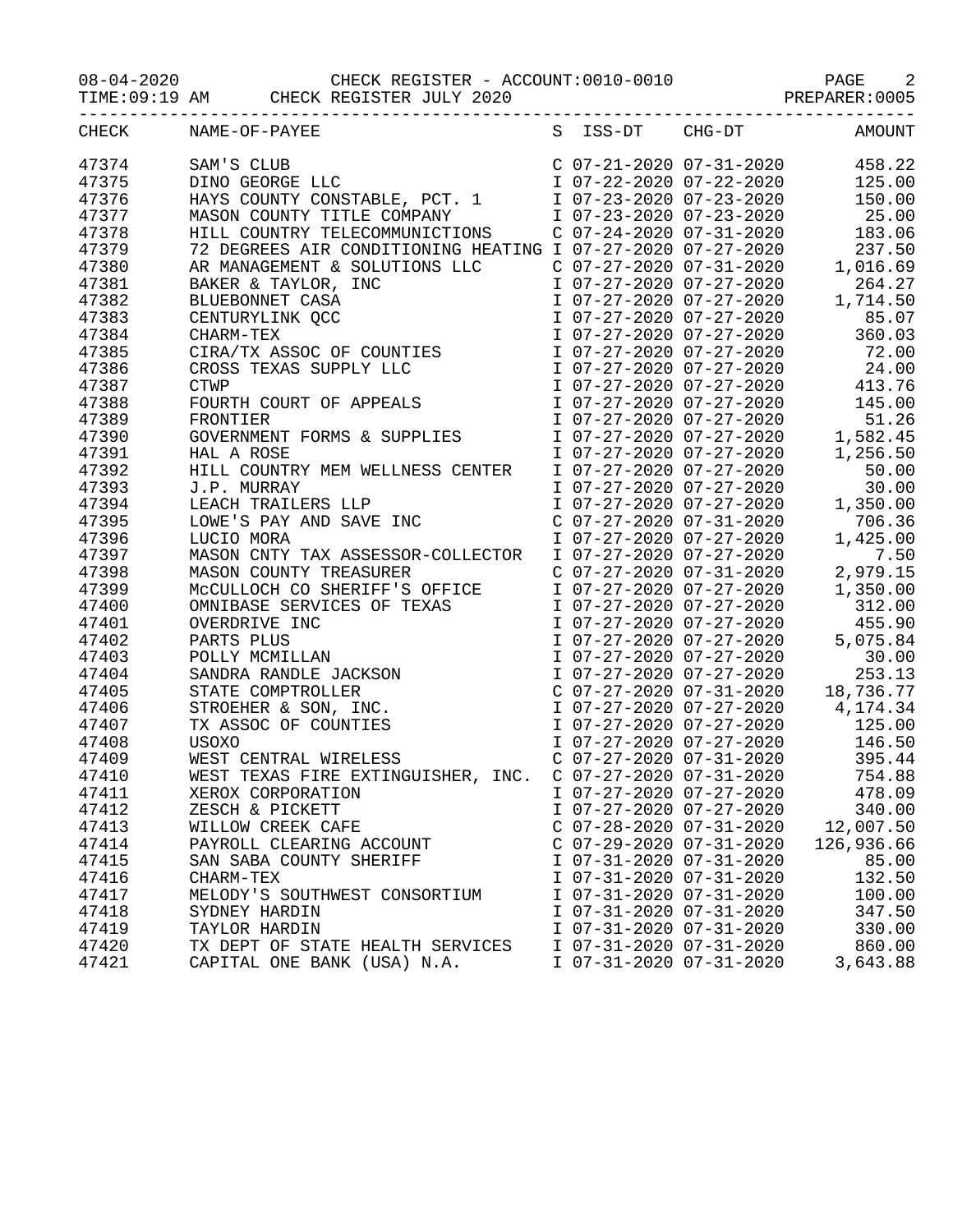CHECK REGISTER - ACCOUNT:0010-0010

CHECK REGISTER JULY 2020

| CHECK | NAME-OF-PAYEE | S | ISS-DT | CHG-DT | AMOUNT |
|---|---|---|---|---|---|
| 47374 | SAM'S CLUB | C | 07-21-2020 | 07-31-2020 | 458.22 |
| 47375 | DINO GEORGE LLC | I | 07-22-2020 | 07-22-2020 | 125.00 |
| 47376 | HAYS COUNTY CONSTABLE, PCT. 1 | I | 07-23-2020 | 07-23-2020 | 150.00 |
| 47377 | MASON COUNTY TITLE COMPANY | I | 07-23-2020 | 07-23-2020 | 25.00 |
| 47378 | HILL COUNTRY TELECOMMUNICTIONS | C | 07-24-2020 | 07-31-2020 | 183.06 |
| 47379 | 72 DEGREES AIR CONDITIONING HEATING | I | 07-27-2020 | 07-27-2020 | 237.50 |
| 47380 | AR MANAGEMENT & SOLUTIONS LLC | C | 07-27-2020 | 07-31-2020 | 1,016.69 |
| 47381 | BAKER & TAYLOR, INC | I | 07-27-2020 | 07-27-2020 | 264.27 |
| 47382 | BLUEBONNET CASA | I | 07-27-2020 | 07-27-2020 | 1,714.50 |
| 47383 | CENTURYLINK QCC | I | 07-27-2020 | 07-27-2020 | 85.07 |
| 47384 | CHARM-TEX | I | 07-27-2020 | 07-27-2020 | 360.03 |
| 47385 | CIRA/TX ASSOC OF COUNTIES | I | 07-27-2020 | 07-27-2020 | 72.00 |
| 47386 | CROSS TEXAS SUPPLY LLC | I | 07-27-2020 | 07-27-2020 | 24.00 |
| 47387 | CTWP | I | 07-27-2020 | 07-27-2020 | 413.76 |
| 47388 | FOURTH COURT OF APPEALS | I | 07-27-2020 | 07-27-2020 | 145.00 |
| 47389 | FRONTIER | I | 07-27-2020 | 07-27-2020 | 51.26 |
| 47390 | GOVERNMENT FORMS & SUPPLIES | I | 07-27-2020 | 07-27-2020 | 1,582.45 |
| 47391 | HAL A ROSE | I | 07-27-2020 | 07-27-2020 | 1,256.50 |
| 47392 | HILL COUNTRY MEM WELLNESS CENTER | I | 07-27-2020 | 07-27-2020 | 50.00 |
| 47393 | J.P. MURRAY | I | 07-27-2020 | 07-27-2020 | 30.00 |
| 47394 | LEACH TRAILERS LLP | I | 07-27-2020 | 07-27-2020 | 1,350.00 |
| 47395 | LOWE'S PAY AND SAVE INC | C | 07-27-2020 | 07-31-2020 | 706.36 |
| 47396 | LUCIO MORA | I | 07-27-2020 | 07-27-2020 | 1,425.00 |
| 47397 | MASON CNTY TAX ASSESSOR-COLLECTOR | I | 07-27-2020 | 07-27-2020 | 7.50 |
| 47398 | MASON COUNTY TREASURER | C | 07-27-2020 | 07-31-2020 | 2,979.15 |
| 47399 | McCULLOCH CO SHERIFF'S OFFICE | I | 07-27-2020 | 07-27-2020 | 1,350.00 |
| 47400 | OMNIBASE SERVICES OF TEXAS | I | 07-27-2020 | 07-27-2020 | 312.00 |
| 47401 | OVERDRIVE INC | I | 07-27-2020 | 07-27-2020 | 455.90 |
| 47402 | PARTS PLUS | I | 07-27-2020 | 07-27-2020 | 5,075.84 |
| 47403 | POLLY MCMILLAN | I | 07-27-2020 | 07-27-2020 | 30.00 |
| 47404 | SANDRA RANDLE JACKSON | I | 07-27-2020 | 07-27-2020 | 253.13 |
| 47405 | STATE COMPTROLLER | C | 07-27-2020 | 07-31-2020 | 18,736.77 |
| 47406 | STROEHER & SON, INC. | I | 07-27-2020 | 07-27-2020 | 4,174.34 |
| 47407 | TX ASSOC OF COUNTIES | I | 07-27-2020 | 07-27-2020 | 125.00 |
| 47408 | USOXO | I | 07-27-2020 | 07-27-2020 | 146.50 |
| 47409 | WEST CENTRAL WIRELESS | C | 07-27-2020 | 07-31-2020 | 395.44 |
| 47410 | WEST TEXAS FIRE EXTINGUISHER, INC. | C | 07-27-2020 | 07-31-2020 | 754.88 |
| 47411 | XEROX CORPORATION | I | 07-27-2020 | 07-27-2020 | 478.09 |
| 47412 | ZESCH & PICKETT | I | 07-27-2020 | 07-27-2020 | 340.00 |
| 47413 | WILLOW CREEK CAFE | C | 07-28-2020 | 07-31-2020 | 12,007.50 |
| 47414 | PAYROLL CLEARING ACCOUNT | C | 07-29-2020 | 07-31-2020 | 126,936.66 |
| 47415 | SAN SABA COUNTY SHERIFF | I | 07-31-2020 | 07-31-2020 | 85.00 |
| 47416 | CHARM-TEX | I | 07-31-2020 | 07-31-2020 | 132.50 |
| 47417 | MELODY'S SOUTHWEST CONSORTIUM | I | 07-31-2020 | 07-31-2020 | 100.00 |
| 47418 | SYDNEY HARDIN | I | 07-31-2020 | 07-31-2020 | 347.50 |
| 47419 | TAYLOR HARDIN | I | 07-31-2020 | 07-31-2020 | 330.00 |
| 47420 | TX DEPT OF STATE HEALTH SERVICES | I | 07-31-2020 | 07-31-2020 | 860.00 |
| 47421 | CAPITAL ONE BANK (USA) N.A. | I | 07-31-2020 | 07-31-2020 | 3,643.88 |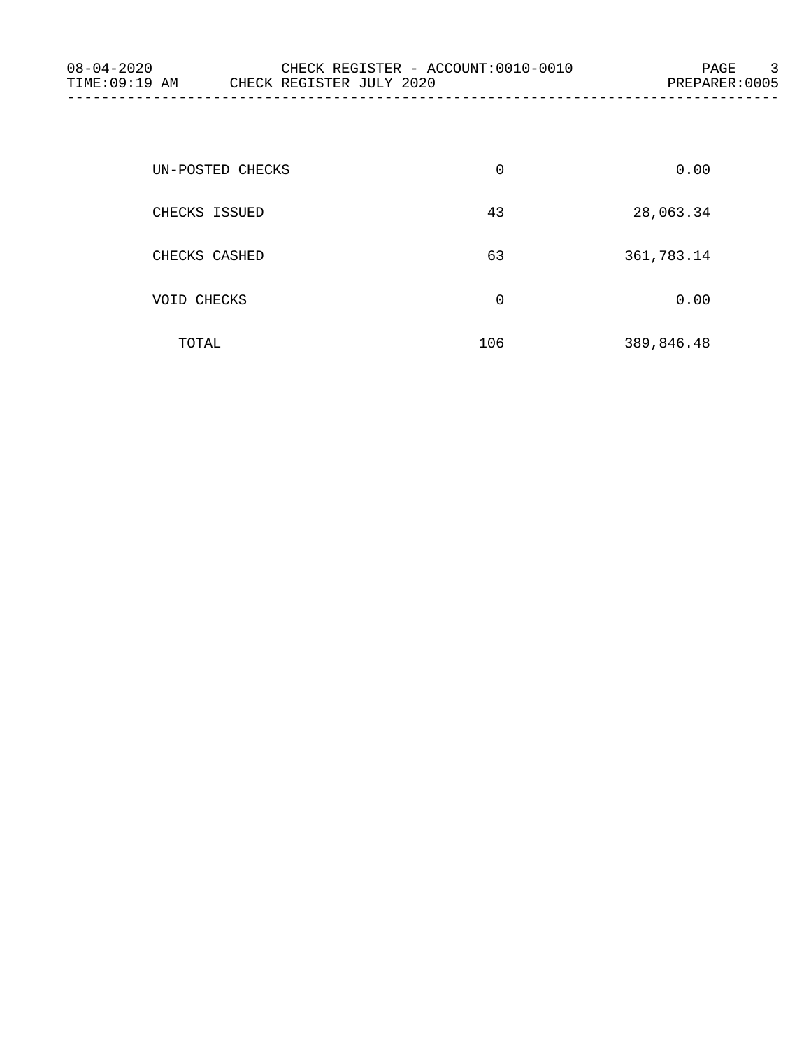| | | |
|---|---|---|
| UN-POSTED CHECKS | 0 | 0.00 |
| CHECKS ISSUED | 43 | 28,063.34 |
| CHECKS CASHED | 63 | 361,783.14 |
| VOID CHECKS | 0 | 0.00 |
| TOTAL | 106 | 389,846.48 |